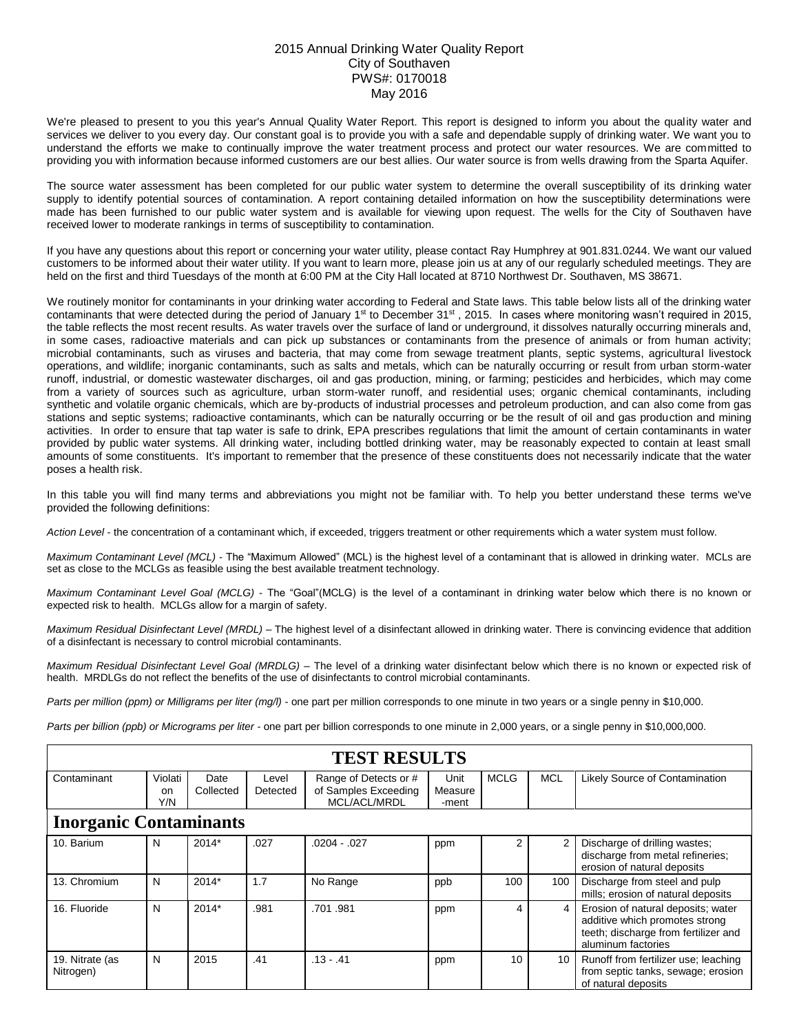# 2015 Annual Drinking Water Quality Report
## City of Southaven
## PWS#: 0170018
## May 2016

We're pleased to present to you this year's Annual Quality Water Report. This report is designed to inform you about the quality water and services we deliver to you every day. Our constant goal is to provide you with a safe and dependable supply of drinking water. We want you to understand the efforts we make to continually improve the water treatment process and protect our water resources. We are committed to providing you with information because informed customers are our best allies. Our water source is from wells drawing from the Sparta Aquifer.

The source water assessment has been completed for our public water system to determine the overall susceptibility of its drinking water supply to identify potential sources of contamination. A report containing detailed information on how the susceptibility determinations were made has been furnished to our public water system and is available for viewing upon request. The wells for the City of Southaven have received lower to moderate rankings in terms of susceptibility to contamination.

If you have any questions about this report or concerning your water utility, please contact Ray Humphrey at 901.831.0244. We want our valued customers to be informed about their water utility. If you want to learn more, please join us at any of our regularly scheduled meetings. They are held on the first and third Tuesdays of the month at 6:00 PM at the City Hall located at 8710 Northwest Dr. Southaven, MS 38671.

We routinely monitor for contaminants in your drinking water according to Federal and State laws. This table below lists all of the drinking water contaminants that were detected during the period of January 1st to December 31st , 2015. In cases where monitoring wasn't required in 2015, the table reflects the most recent results. As water travels over the surface of land or underground, it dissolves naturally occurring minerals and, in some cases, radioactive materials and can pick up substances or contaminants from the presence of animals or from human activity; microbial contaminants, such as viruses and bacteria, that may come from sewage treatment plants, septic systems, agricultural livestock operations, and wildlife; inorganic contaminants, such as salts and metals, which can be naturally occurring or result from urban storm-water runoff, industrial, or domestic wastewater discharges, oil and gas production, mining, or farming; pesticides and herbicides, which may come from a variety of sources such as agriculture, urban storm-water runoff, and residential uses; organic chemical contaminants, including synthetic and volatile organic chemicals, which are by-products of industrial processes and petroleum production, and can also come from gas stations and septic systems; radioactive contaminants, which can be naturally occurring or be the result of oil and gas production and mining activities. In order to ensure that tap water is safe to drink, EPA prescribes regulations that limit the amount of certain contaminants in water provided by public water systems. All drinking water, including bottled drinking water, may be reasonably expected to contain at least small amounts of some constituents. It's important to remember that the presence of these constituents does not necessarily indicate that the water poses a health risk.

In this table you will find many terms and abbreviations you might not be familiar with. To help you better understand these terms we've provided the following definitions:

*Action Level* - the concentration of a contaminant which, if exceeded, triggers treatment or other requirements which a water system must follow.

*Maximum Contaminant Level (MCL)* - The "Maximum Allowed" (MCL) is the highest level of a contaminant that is allowed in drinking water. MCLs are set as close to the MCLGs as feasible using the best available treatment technology.

*Maximum Contaminant Level Goal (MCLG)* - The "Goal"(MCLG) is the level of a contaminant in drinking water below which there is no known or expected risk to health. MCLGs allow for a margin of safety.

*Maximum Residual Disinfectant Level (MRDL)* – The highest level of a disinfectant allowed in drinking water. There is convincing evidence that addition of a disinfectant is necessary to control microbial contaminants.

*Maximum Residual Disinfectant Level Goal (MRDLG)* – The level of a drinking water disinfectant below which there is no known or expected risk of health. MRDLGs do not reflect the benefits of the use of disinfectants to control microbial contaminants.

*Parts per million (ppm) or Milligrams per liter (mg/l)* - one part per million corresponds to one minute in two years or a single penny in $10,000.

*Parts per billion (ppb) or Micrograms per liter* - one part per billion corresponds to one minute in 2,000 years, or a single penny in $10,000,000.

| TEST RESULTS | | | | | | | | |
|---|---|---|---|---|---|---|---|---|
| Contaminant | Violation Y/N | Date Collected | Level Detected | Range of Detects or # of Samples Exceeding MCL/ACL/MRDL | Unit Measure-ment | MCLG | MCL | Likely Source of Contamination |
| **Inorganic Contaminants** | | | | | | | | |
| 10. Barium | N | 2014* | .027 | .0204 - .027 | ppm | 2 | 2 | Discharge of drilling wastes; discharge from metal refineries; erosion of natural deposits |
| 13. Chromium | N | 2014* | 1.7 | No Range | ppb | 100 | 100 | Discharge from steel and pulp mills; erosion of natural deposits |
| 16. Fluoride | N | 2014* | .981 | .701 .981 | ppm | 4 | 4 | Erosion of natural deposits; water additive which promotes strong teeth; discharge from fertilizer and aluminum factories |
| 19. Nitrate (as Nitrogen) | N | 2015 | .41 | .13 - .41 | ppm | 10 | 10 | Runoff from fertilizer use; leaching from septic tanks, sewage; erosion of natural deposits |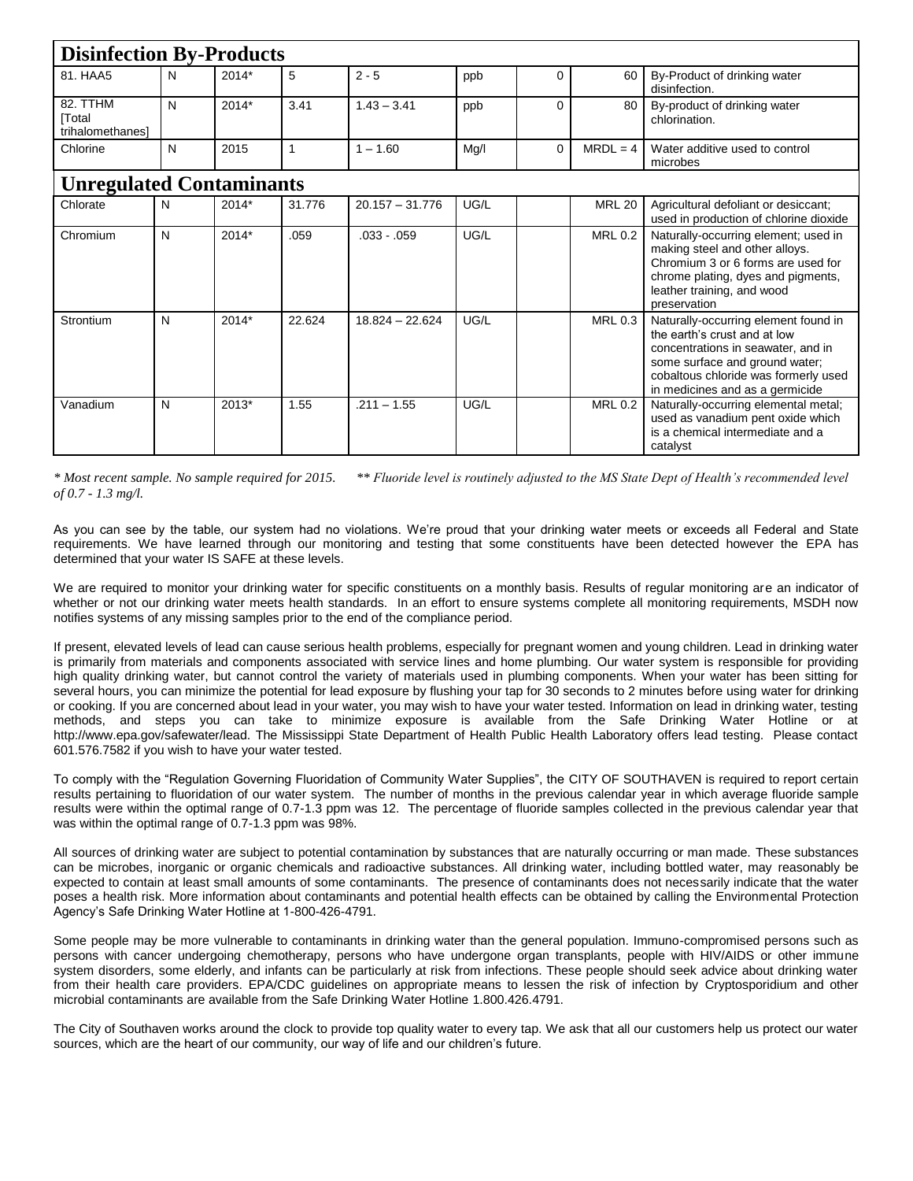| Disinfection By-Products | | | | | | | | |
|---|---|---|---|---|---|---|---|---|
| 81. HAA5 | N | 2014* | 5 | 2 - 5 | ppb | 0 | 60 | By-Product of drinking water disinfection. |
| 82. TTHM [Total trihalomethanes] | N | 2014* | 3.41 | 1.43 – 3.41 | ppb | 0 | 80 | By-product of drinking water chlorination. |
| Chlorine | N | 2015 | 1 | 1 – 1.60 | Mg/l | 0 | MRDL = 4 | Water additive used to control microbes |
| **Unregulated Contaminants** | | | | | | | | |
| Chlorate | N | 2014* | 31.776 | 20.157 – 31.776 | UG/L | | MRL 20 | Agricultural defoliant or desiccant; used in production of chlorine dioxide |
| Chromium | N | 2014* | .059 | .033 - .059 | UG/L | | MRL 0.2 | Naturally-occurring element; used in making steel and other alloys. Chromium 3 or 6 forms are used for chrome plating, dyes and pigments, leather training, and wood preservation |
| Strontium | N | 2014* | 22.624 | 18.824 – 22.624 | UG/L | | MRL 0.3 | Naturally-occurring element found in the earth's crust and at low concentrations in seawater, and in some surface and ground water; cobaltous chloride was formerly used in medicines and as a germicide |
| Vanadium | N | 2013* | 1.55 | .211 – 1.55 | UG/L | | MRL 0.2 | Naturally-occurring elemental metal; used as vanadium pent oxide which is a chemical intermediate and a catalyst |

*\* Most recent sample. No sample required for 2015.* *\*\* Fluoride level is routinely adjusted to the MS State Dept of Health's recommended level of 0.7 - 1.3 mg/l.*

As you can see by the table, our system had no violations. We're proud that your drinking water meets or exceeds all Federal and State requirements. We have learned through our monitoring and testing that some constituents have been detected however the EPA has determined that your water IS SAFE at these levels.

We are required to monitor your drinking water for specific constituents on a monthly basis. Results of regular monitoring are an indicator of whether or not our drinking water meets health standards. In an effort to ensure systems complete all monitoring requirements, MSDH now notifies systems of any missing samples prior to the end of the compliance period.

If present, elevated levels of lead can cause serious health problems, especially for pregnant women and young children. Lead in drinking water is primarily from materials and components associated with service lines and home plumbing. Our water system is responsible for providing high quality drinking water, but cannot control the variety of materials used in plumbing components. When your water has been sitting for several hours, you can minimize the potential for lead exposure by flushing your tap for 30 seconds to 2 minutes before using water for drinking or cooking. If you are concerned about lead in your water, you may wish to have your water tested. Information on lead in drinking water, testing methods, and steps you can take to minimize exposure is available from the Safe Drinking Water Hotline or at http://www.epa.gov/safewater/lead. The Mississippi State Department of Health Public Health Laboratory offers lead testing. Please contact 601.576.7582 if you wish to have your water tested.

To comply with the "Regulation Governing Fluoridation of Community Water Supplies", the CITY OF SOUTHAVEN is required to report certain results pertaining to fluoridation of our water system. The number of months in the previous calendar year in which average fluoride sample results were within the optimal range of 0.7-1.3 ppm was 12. The percentage of fluoride samples collected in the previous calendar year that was within the optimal range of 0.7-1.3 ppm was 98%.

All sources of drinking water are subject to potential contamination by substances that are naturally occurring or man made. These substances can be microbes, inorganic or organic chemicals and radioactive substances. All drinking water, including bottled water, may reasonably be expected to contain at least small amounts of some contaminants. The presence of contaminants does not necessarily indicate that the water poses a health risk. More information about contaminants and potential health effects can be obtained by calling the Environmental Protection Agency's Safe Drinking Water Hotline at 1-800-426-4791.

Some people may be more vulnerable to contaminants in drinking water than the general population. Immuno-compromised persons such as persons with cancer undergoing chemotherapy, persons who have undergone organ transplants, people with HIV/AIDS or other immune system disorders, some elderly, and infants can be particularly at risk from infections. These people should seek advice about drinking water from their health care providers. EPA/CDC guidelines on appropriate means to lessen the risk of infection by Cryptosporidium and other microbial contaminants are available from the Safe Drinking Water Hotline 1.800.426.4791.

The City of Southaven works around the clock to provide top quality water to every tap. We ask that all our customers help us protect our water sources, which are the heart of our community, our way of life and our children's future.